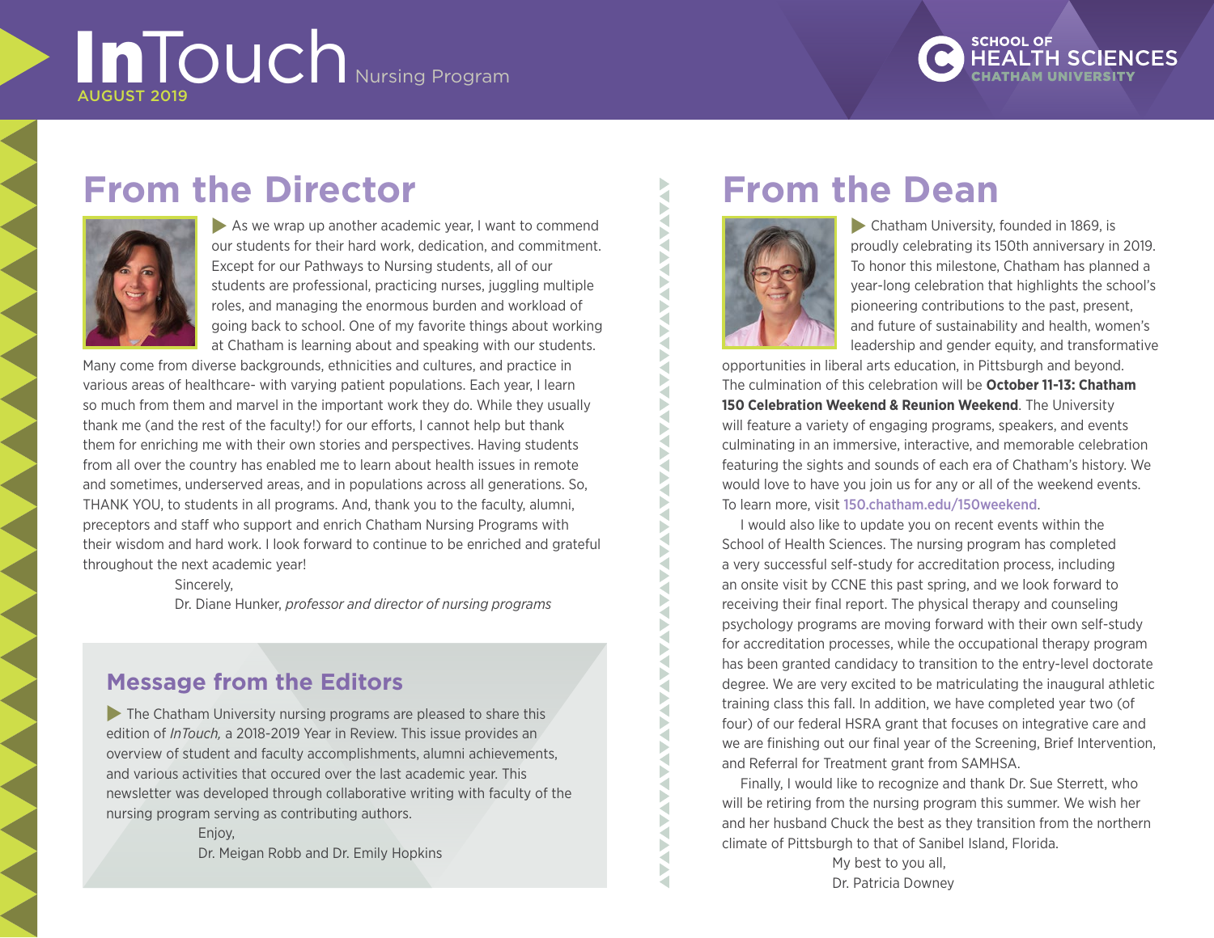# InTouch Nursing Program

AUGUST 2019

SCHOOL OF HEALTH SCIENCES
CHATHAM UNIVERSITY

## From the Director

As we wrap up another academic year, I want to commend our students for their hard work, dedication, and commitment. Except for our Pathways to Nursing students, all of our students are professional, practicing nurses, juggling multiple roles, and managing the enormous burden and workload of going back to school. One of my favorite things about working at Chatham is learning about and speaking with our students. Many come from diverse backgrounds, ethnicities and cultures, and practice in various areas of healthcare- with varying patient populations. Each year, I learn so much from them and marvel in the important work they do. While they usually thank me (and the rest of the faculty!) for our efforts, I cannot help but thank them for enriching me with their own stories and perspectives. Having students from all over the country has enabled me to learn about health issues in remote and sometimes, underserved areas, and in populations across all generations. So, THANK YOU, to students in all programs. And, thank you to the faculty, alumni, preceptors and staff who support and enrich Chatham Nursing Programs with their wisdom and hard work. I look forward to continue to be enriched and grateful throughout the next academic year!

Sincerely,
Dr. Diane Hunker, *professor and director of nursing programs*

### Message from the Editors

The Chatham University nursing programs are pleased to share this edition of *InTouch,* a 2018-2019 Year in Review. This issue provides an overview of student and faculty accomplishments, alumni achievements, and various activities that occured over the last academic year. This newsletter was developed through collaborative writing with faculty of the nursing program serving as contributing authors.

Enjoy,
Dr. Meigan Robb and Dr. Emily Hopkins

## From the Dean

Chatham University, founded in 1869, is proudly celebrating its 150th anniversary in 2019. To honor this milestone, Chatham has planned a year-long celebration that highlights the school's pioneering contributions to the past, present, and future of sustainability and health, women's leadership and gender equity, and transformative opportunities in liberal arts education, in Pittsburgh and beyond. The culmination of this celebration will be **October 11-13: Chatham 150 Celebration Weekend & Reunion Weekend**. The University will feature a variety of engaging programs, speakers, and events culminating in an immersive, interactive, and memorable celebration featuring the sights and sounds of each era of Chatham's history. We would love to have you join us for any or all of the weekend events. To learn more, visit 150.chatham.edu/150weekend.

I would also like to update you on recent events within the School of Health Sciences. The nursing program has completed a very successful self-study for accreditation process, including an onsite visit by CCNE this past spring, and we look forward to receiving their final report. The physical therapy and counseling psychology programs are moving forward with their own self-study for accreditation processes, while the occupational therapy program has been granted candidacy to transition to the entry-level doctorate degree. We are very excited to be matriculating the inaugural athletic training class this fall. In addition, we have completed year two (of four) of our federal HSRA grant that focuses on integrative care and we are finishing out our final year of the Screening, Brief Intervention, and Referral for Treatment grant from SAMHSA.

Finally, I would like to recognize and thank Dr. Sue Sterrett, who will be retiring from the nursing program this summer. We wish her and her husband Chuck the best as they transition from the northern climate of Pittsburgh to that of Sanibel Island, Florida.

My best to you all,
Dr. Patricia Downey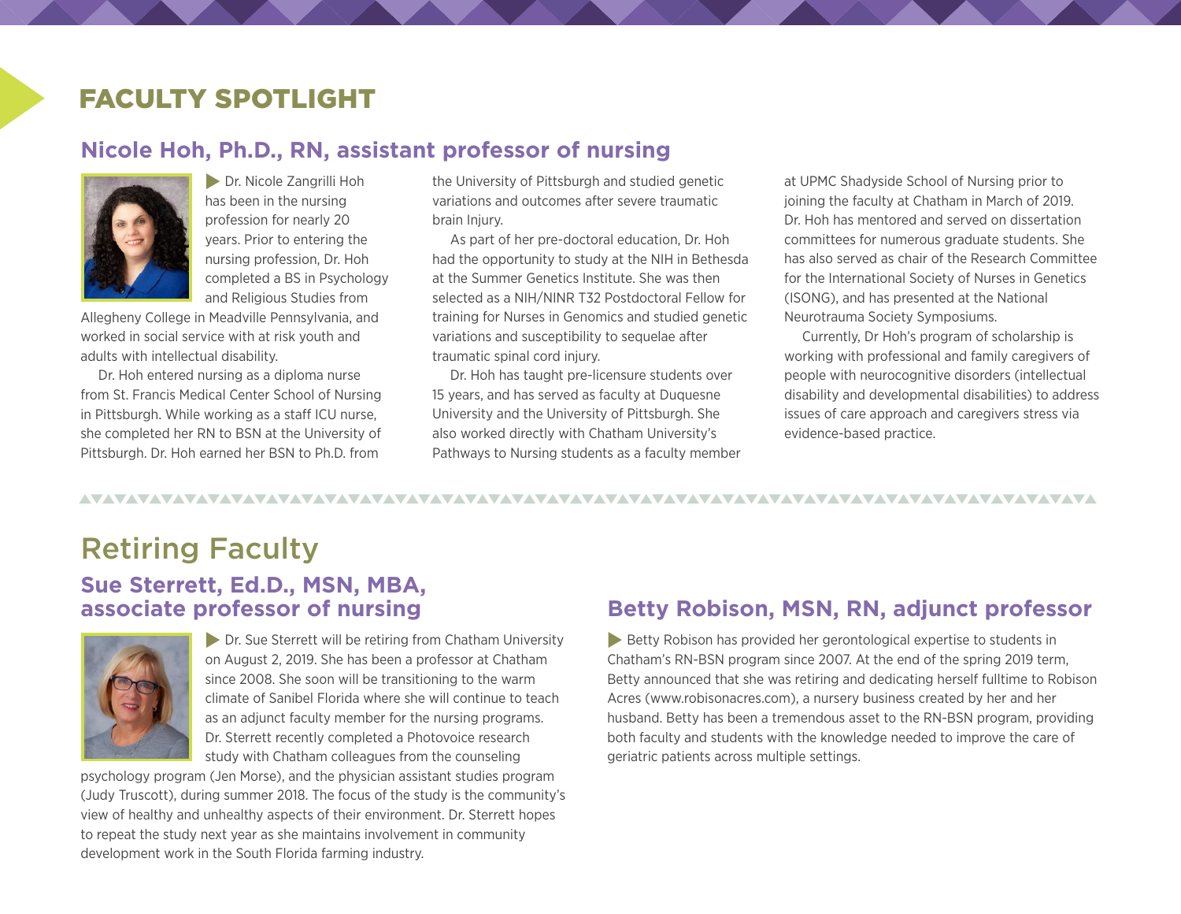# FACULTY SPOTLIGHT

## Nicole Hoh, Ph.D., RN, assistant professor of nursing

Dr. Nicole Zangrilli Hoh has been in the nursing profession for nearly 20 years. Prior to entering the nursing profession, Dr. Hoh completed a BS in Psychology and Religious Studies from Allegheny College in Meadville Pennsylvania, and worked in social service with at risk youth and adults with intellectual disability.

Dr. Hoh entered nursing as a diploma nurse from St. Francis Medical Center School of Nursing in Pittsburgh. While working as a staff ICU nurse, she completed her RN to BSN at the University of Pittsburgh. Dr. Hoh earned her BSN to Ph.D. from the University of Pittsburgh and studied genetic variations and outcomes after severe traumatic brain Injury.

As part of her pre-doctoral education, Dr. Hoh had the opportunity to study at the NIH in Bethesda at the Summer Genetics Institute. She was then selected as a NIH/NINR T32 Postdoctoral Fellow for training for Nurses in Genomics and studied genetic variations and susceptibility to sequelae after traumatic spinal cord injury.

Dr. Hoh has taught pre-licensure students over 15 years, and has served as faculty at Duquesne University and the University of Pittsburgh. She also worked directly with Chatham University's Pathways to Nursing students as a faculty member at UPMC Shadyside School of Nursing prior to joining the faculty at Chatham in March of 2019. Dr. Hoh has mentored and served on dissertation committees for numerous graduate students. She has also served as chair of the Research Committee for the International Society of Nurses in Genetics (ISONG), and has presented at the National Neurotrauma Society Symposiums.

Currently, Dr Hoh's program of scholarship is working with professional and family caregivers of people with neurocognitive disorders (intellectual disability and developmental disabilities) to address issues of care approach and caregivers stress via evidence-based practice.

# Retiring Faculty

## Sue Sterrett, Ed.D., MSN, MBA, associate professor of nursing

Dr. Sue Sterrett will be retiring from Chatham University on August 2, 2019. She has been a professor at Chatham since 2008. She soon will be transitioning to the warm climate of Sanibel Florida where she will continue to teach as an adjunct faculty member for the nursing programs. Dr. Sterrett recently completed a Photovoice research study with Chatham colleagues from the counseling psychology program (Jen Morse), and the physician assistant studies program (Judy Truscott), during summer 2018. The focus of the study is the community's view of healthy and unhealthy aspects of their environment. Dr. Sterrett hopes to repeat the study next year as she maintains involvement in community development work in the South Florida farming industry.

## Betty Robison, MSN, RN, adjunct professor

Betty Robison has provided her gerontological expertise to students in Chatham's RN-BSN program since 2007. At the end of the spring 2019 term, Betty announced that she was retiring and dedicating herself fulltime to Robison Acres (www.robisonacres.com), a nursery business created by her and her husband. Betty has been a tremendous asset to the RN-BSN program, providing both faculty and students with the knowledge needed to improve the care of geriatric patients across multiple settings.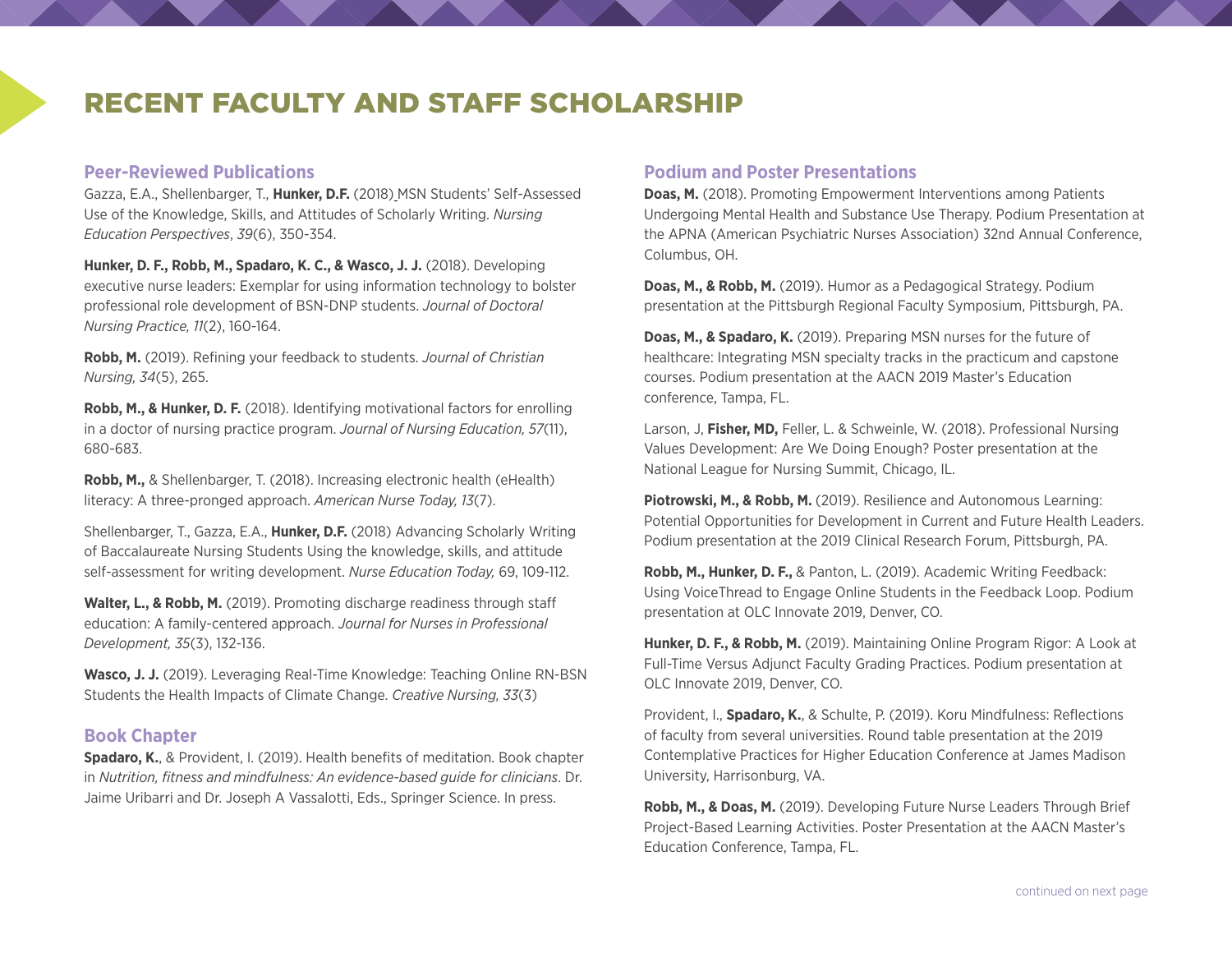# RECENT FACULTY AND STAFF SCHOLARSHIP

## Peer-Reviewed Publications

Gazza, E.A., Shellenbarger, T., **Hunker, D.F.** (2018) MSN Students' Self-Assessed Use of the Knowledge, Skills, and Attitudes of Scholarly Writing. *Nursing Education Perspectives*, *39*(6), 350-354.

**Hunker, D. F., Robb, M., Spadaro, K. C., & Wasco, J. J.** (2018). Developing executive nurse leaders: Exemplar for using information technology to bolster professional role development of BSN-DNP students. *Journal of Doctoral Nursing Practice, 11*(2), 160-164.

**Robb, M.** (2019). Refining your feedback to students. *Journal of Christian Nursing, 34*(5), 265.

**Robb, M., & Hunker, D. F.** (2018). Identifying motivational factors for enrolling in a doctor of nursing practice program. *Journal of Nursing Education, 57*(11), 680-683.

**Robb, M.,** & Shellenbarger, T. (2018). Increasing electronic health (eHealth) literacy: A three-pronged approach. *American Nurse Today, 13*(7).

Shellenbarger, T., Gazza, E.A., **Hunker, D.F.** (2018) Advancing Scholarly Writing of Baccalaureate Nursing Students Using the knowledge, skills, and attitude self-assessment for writing development. *Nurse Education Today,* 69, 109-112.

**Walter, L., & Robb, M.** (2019). Promoting discharge readiness through staff education: A family-centered approach. *Journal for Nurses in Professional Development, 35*(3), 132-136.

**Wasco, J. J.** (2019). Leveraging Real-Time Knowledge: Teaching Online RN-BSN Students the Health Impacts of Climate Change. *Creative Nursing, 33*(3)

## Book Chapter

**Spadaro, K.**, & Provident, I. (2019). Health benefits of meditation. Book chapter in *Nutrition, fitness and mindfulness: An evidence-based guide for clinicians*. Dr. Jaime Uribarri and Dr. Joseph A Vassalotti, Eds., Springer Science. In press.

## Podium and Poster Presentations

**Doas, M.** (2018). Promoting Empowerment Interventions among Patients Undergoing Mental Health and Substance Use Therapy. Podium Presentation at the APNA (American Psychiatric Nurses Association) 32nd Annual Conference, Columbus, OH.

**Doas, M., & Robb, M.** (2019). Humor as a Pedagogical Strategy. Podium presentation at the Pittsburgh Regional Faculty Symposium, Pittsburgh, PA.

**Doas, M., & Spadaro, K.** (2019). Preparing MSN nurses for the future of healthcare: Integrating MSN specialty tracks in the practicum and capstone courses. Podium presentation at the AACN 2019 Master's Education conference, Tampa, FL.

Larson, J, **Fisher, MD,** Feller, L. & Schweinle, W. (2018). Professional Nursing Values Development: Are We Doing Enough? Poster presentation at the National League for Nursing Summit, Chicago, IL.

**Piotrowski, M., & Robb, M.** (2019). Resilience and Autonomous Learning: Potential Opportunities for Development in Current and Future Health Leaders. Podium presentation at the 2019 Clinical Research Forum, Pittsburgh, PA.

**Robb, M., Hunker, D. F.,** & Panton, L. (2019). Academic Writing Feedback: Using VoiceThread to Engage Online Students in the Feedback Loop. Podium presentation at OLC Innovate 2019, Denver, CO.

**Hunker, D. F., & Robb, M.** (2019). Maintaining Online Program Rigor: A Look at Full-Time Versus Adjunct Faculty Grading Practices. Podium presentation at OLC Innovate 2019, Denver, CO.

Provident, I., **Spadaro, K.**, & Schulte, P. (2019). Koru Mindfulness: Reflections of faculty from several universities. Round table presentation at the 2019 Contemplative Practices for Higher Education Conference at James Madison University, Harrisonburg, VA.

**Robb, M., & Doas, M.** (2019). Developing Future Nurse Leaders Through Brief Project-Based Learning Activities. Poster Presentation at the AACN Master's Education Conference, Tampa, FL.

continued on next page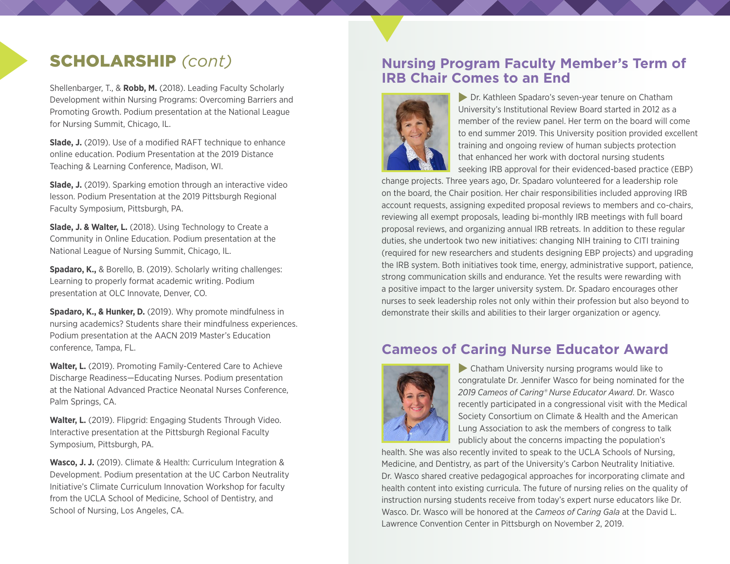## SCHOLARSHIP *(cont)*

Shellenbarger, T., & **Robb, M.** (2018). Leading Faculty Scholarly Development within Nursing Programs: Overcoming Barriers and Promoting Growth. Podium presentation at the National League for Nursing Summit, Chicago, IL.

**Slade, J.** (2019). Use of a modified RAFT technique to enhance online education. Podium Presentation at the 2019 Distance Teaching & Learning Conference, Madison, WI.

**Slade, J.** (2019). Sparking emotion through an interactive video lesson. Podium Presentation at the 2019 Pittsburgh Regional Faculty Symposium, Pittsburgh, PA.

**Slade, J. & Walter, L.** (2018). Using Technology to Create a Community in Online Education. Podium presentation at the National League of Nursing Summit, Chicago, IL.

**Spadaro, K.,** & Borello, B. (2019). Scholarly writing challenges: Learning to properly format academic writing. Podium presentation at OLC Innovate, Denver, CO.

**Spadaro, K., & Hunker, D.** (2019). Why promote mindfulness in nursing academics? Students share their mindfulness experiences. Podium presentation at the AACN 2019 Master's Education conference, Tampa, FL.

**Walter, L.** (2019). Promoting Family-Centered Care to Achieve Discharge Readiness—Educating Nurses. Podium presentation at the National Advanced Practice Neonatal Nurses Conference, Palm Springs, CA.

**Walter, L.** (2019). Flipgrid: Engaging Students Through Video. Interactive presentation at the Pittsburgh Regional Faculty Symposium, Pittsburgh, PA.

**Wasco, J. J.** (2019). Climate & Health: Curriculum Integration & Development. Podium presentation at the UC Carbon Neutrality Initiative's Climate Curriculum Innovation Workshop for faculty from the UCLA School of Medicine, School of Dentistry, and School of Nursing, Los Angeles, CA.

## Nursing Program Faculty Member's Term of IRB Chair Comes to an End

Dr. Kathleen Spadaro's seven-year tenure on Chatham University's Institutional Review Board started in 2012 as a member of the review panel. Her term on the board will come to end summer 2019. This University position provided excellent training and ongoing review of human subjects protection that enhanced her work with doctoral nursing students seeking IRB approval for their evidenced-based practice (EBP) change projects. Three years ago, Dr. Spadaro volunteered for a leadership role on the board, the Chair position. Her chair responsibilities included approving IRB account requests, assigning expedited proposal reviews to members and co-chairs, reviewing all exempt proposals, leading bi-monthly IRB meetings with full board proposal reviews, and organizing annual IRB retreats. In addition to these regular duties, she undertook two new initiatives: changing NIH training to CITI training (required for new researchers and students designing EBP projects) and upgrading the IRB system. Both initiatives took time, energy, administrative support, patience, strong communication skills and endurance. Yet the results were rewarding with a positive impact to the larger university system. Dr. Spadaro encourages other nurses to seek leadership roles not only within their profession but also beyond to demonstrate their skills and abilities to their larger organization or agency.

## Cameos of Caring Nurse Educator Award

Chatham University nursing programs would like to congratulate Dr. Jennifer Wasco for being nominated for the *2019 Cameos of Caring® Nurse Educator Award*. Dr. Wasco recently participated in a congressional visit with the Medical Society Consortium on Climate & Health and the American Lung Association to ask the members of congress to talk publicly about the concerns impacting the population's health. She was also recently invited to speak to the UCLA Schools of Nursing, Medicine, and Dentistry, as part of the University's Carbon Neutrality Initiative. Dr. Wasco shared creative pedagogical approaches for incorporating climate and health content into existing curricula. The future of nursing relies on the quality of instruction nursing students receive from today's expert nurse educators like Dr. Wasco. Dr. Wasco will be honored at the *Cameos of Caring Gala* at the David L. Lawrence Convention Center in Pittsburgh on November 2, 2019.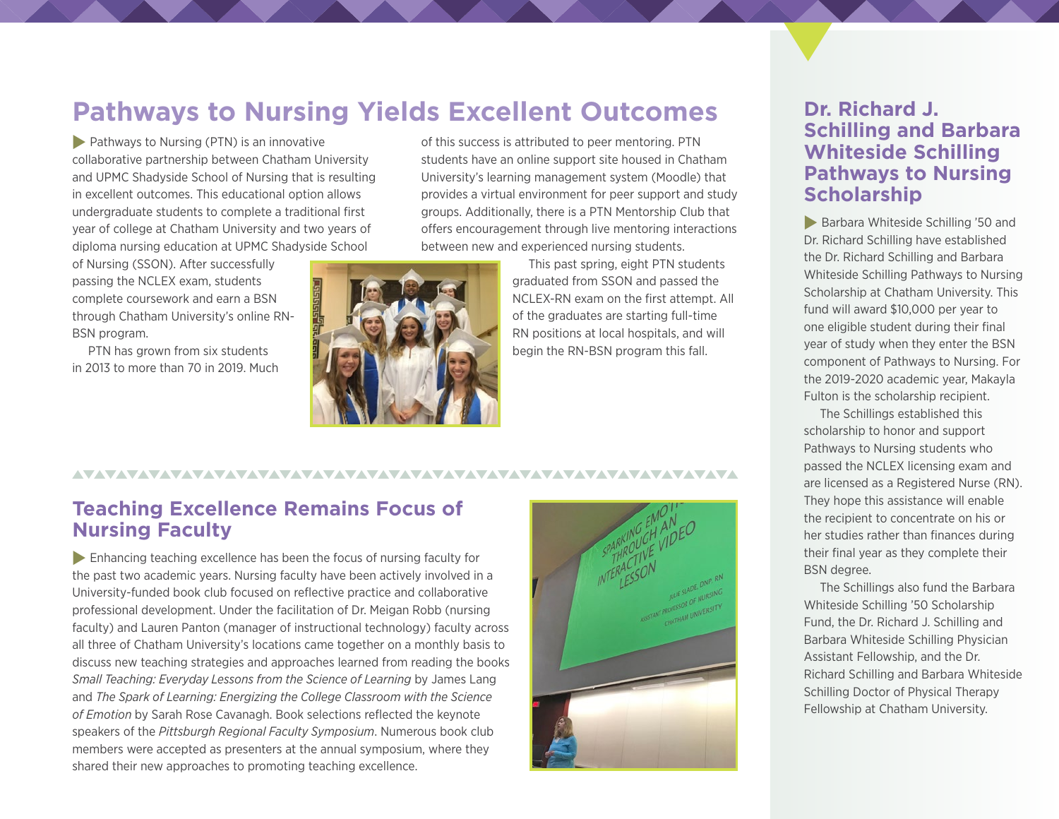## Pathways to Nursing Yields Excellent Outcomes

Pathways to Nursing (PTN) is an innovative collaborative partnership between Chatham University and UPMC Shadyside School of Nursing that is resulting in excellent outcomes. This educational option allows undergraduate students to complete a traditional first year of college at Chatham University and two years of diploma nursing education at UPMC Shadyside School of Nursing (SSON). After successfully passing the NCLEX exam, students complete coursework and earn a BSN through Chatham University's online RN-BSN program.

PTN has grown from six students in 2013 to more than 70 in 2019. Much of this success is attributed to peer mentoring. PTN students have an online support site housed in Chatham University's learning management system (Moodle) that provides a virtual environment for peer support and study groups. Additionally, there is a PTN Mentorship Club that offers encouragement through live mentoring interactions between new and experienced nursing students.

This past spring, eight PTN students graduated from SSON and passed the NCLEX-RN exam on the first attempt. All of the graduates are starting full-time RN positions at local hospitals, and will begin the RN-BSN program this fall.

## Teaching Excellence Remains Focus of Nursing Faculty

Enhancing teaching excellence has been the focus of nursing faculty for the past two academic years. Nursing faculty have been actively involved in a University-funded book club focused on reflective practice and collaborative professional development. Under the facilitation of Dr. Meigan Robb (nursing faculty) and Lauren Panton (manager of instructional technology) faculty across all three of Chatham University's locations came together on a monthly basis to discuss new teaching strategies and approaches learned from reading the books *Small Teaching: Everyday Lessons from the Science of Learning* by James Lang and *The Spark of Learning: Energizing the College Classroom with the Science of Emotion* by Sarah Rose Cavanagh. Book selections reflected the keynote speakers of the *Pittsburgh Regional Faculty Symposium*. Numerous book club members were accepted as presenters at the annual symposium, where they shared their new approaches to promoting teaching excellence.

## Dr. Richard J. Schilling and Barbara Whiteside Schilling Pathways to Nursing Scholarship

Barbara Whiteside Schilling '50 and Dr. Richard Schilling have established the Dr. Richard Schilling and Barbara Whiteside Schilling Pathways to Nursing Scholarship at Chatham University. This fund will award $10,000 per year to one eligible student during their final year of study when they enter the BSN component of Pathways to Nursing. For the 2019-2020 academic year, Makayla Fulton is the scholarship recipient.

The Schillings established this scholarship to honor and support Pathways to Nursing students who passed the NCLEX licensing exam and are licensed as a Registered Nurse (RN). They hope this assistance will enable the recipient to concentrate on his or her studies rather than finances during their final year as they complete their BSN degree.

The Schillings also fund the Barbara Whiteside Schilling '50 Scholarship Fund, the Dr. Richard J. Schilling and Barbara Whiteside Schilling Physician Assistant Fellowship, and the Dr. Richard Schilling and Barbara Whiteside Schilling Doctor of Physical Therapy Fellowship at Chatham University.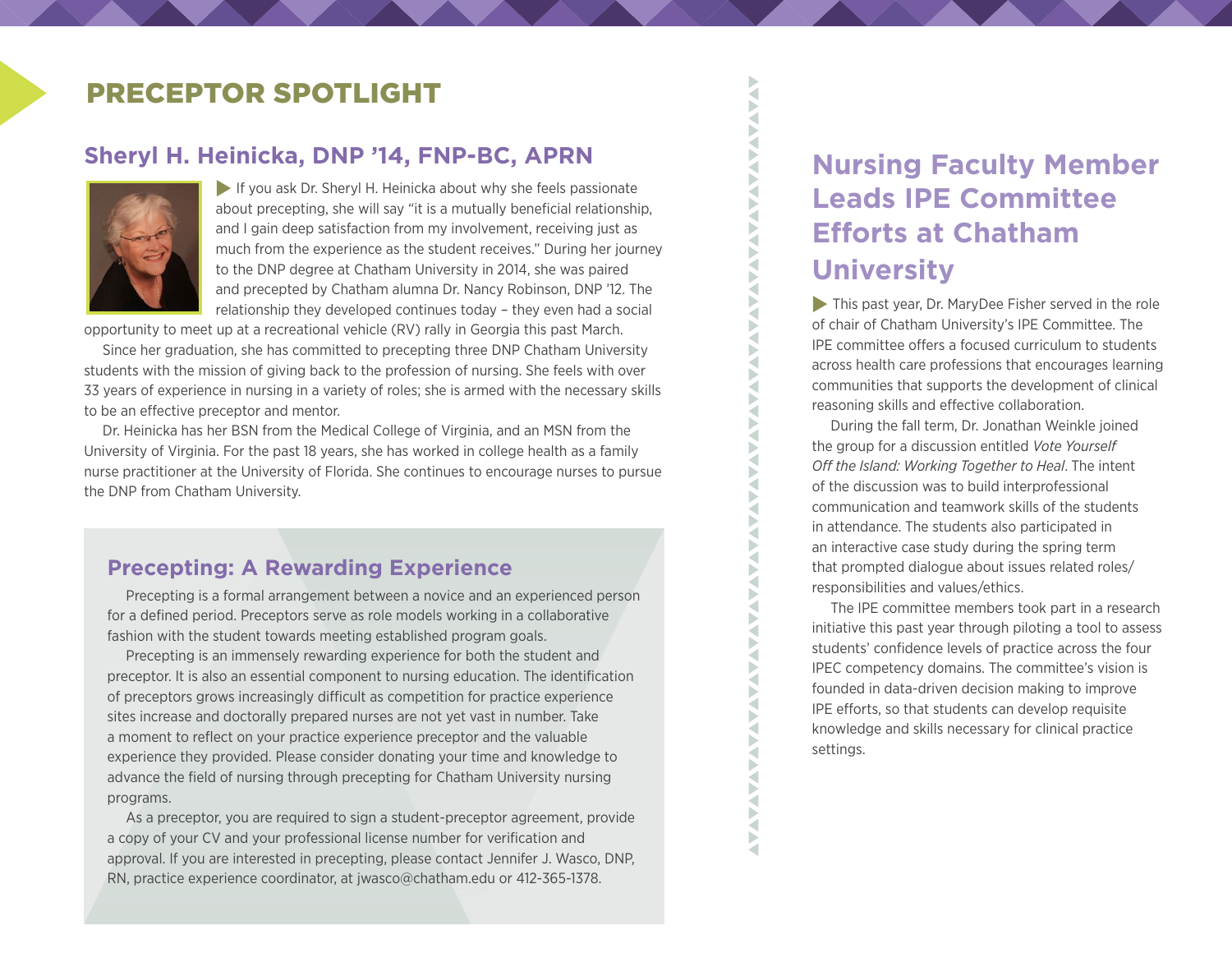# PRECEPTOR SPOTLIGHT

## Sheryl H. Heinicka, DNP '14, FNP-BC, APRN

If you ask Dr. Sheryl H. Heinicka about why she feels passionate about precepting, she will say "it is a mutually beneficial relationship, and I gain deep satisfaction from my involvement, receiving just as much from the experience as the student receives." During her journey to the DNP degree at Chatham University in 2014, she was paired and precepted by Chatham alumna Dr. Nancy Robinson, DNP '12. The relationship they developed continues today – they even had a social opportunity to meet up at a recreational vehicle (RV) rally in Georgia this past March.

Since her graduation, she has committed to precepting three DNP Chatham University students with the mission of giving back to the profession of nursing. She feels with over 33 years of experience in nursing in a variety of roles; she is armed with the necessary skills to be an effective preceptor and mentor.

Dr. Heinicka has her BSN from the Medical College of Virginia, and an MSN from the University of Virginia. For the past 18 years, she has worked in college health as a family nurse practitioner at the University of Florida. She continues to encourage nurses to pursue the DNP from Chatham University.

### Precepting: A Rewarding Experience

Precepting is a formal arrangement between a novice and an experienced person for a defined period. Preceptors serve as role models working in a collaborative fashion with the student towards meeting established program goals.

Precepting is an immensely rewarding experience for both the student and preceptor. It is also an essential component to nursing education. The identification of preceptors grows increasingly difficult as competition for practice experience sites increase and doctorally prepared nurses are not yet vast in number. Take a moment to reflect on your practice experience preceptor and the valuable experience they provided. Please consider donating your time and knowledge to advance the field of nursing through precepting for Chatham University nursing programs.

As a preceptor, you are required to sign a student-preceptor agreement, provide a copy of your CV and your professional license number for verification and approval. If you are interested in precepting, please contact Jennifer J. Wasco, DNP, RN, practice experience coordinator, at jwasco@chatham.edu or 412-365-1378.

## Nursing Faculty Member Leads IPE Committee Efforts at Chatham University

This past year, Dr. MaryDee Fisher served in the role of chair of Chatham University's IPE Committee. The IPE committee offers a focused curriculum to students across health care professions that encourages learning communities that supports the development of clinical reasoning skills and effective collaboration.

During the fall term, Dr. Jonathan Weinkle joined the group for a discussion entitled *Vote Yourself Off the Island: Working Together to Heal*. The intent of the discussion was to build interprofessional communication and teamwork skills of the students in attendance. The students also participated in an interactive case study during the spring term that prompted dialogue about issues related roles/responsibilities and values/ethics.

The IPE committee members took part in a research initiative this past year through piloting a tool to assess students' confidence levels of practice across the four IPEC competency domains. The committee's vision is founded in data-driven decision making to improve IPE efforts, so that students can develop requisite knowledge and skills necessary for clinical practice settings.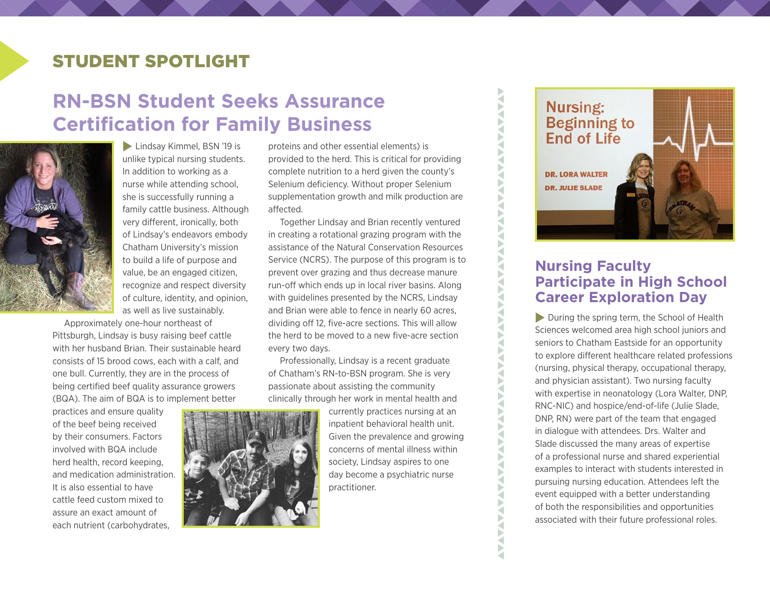# STUDENT SPOTLIGHT

## RN-BSN Student Seeks Assurance Certification for Family Business

Lindsay Kimmel, BSN '19 is unlike typical nursing students. In addition to working as a nurse while attending school, she is successfully running a family cattle business. Although very different, ironically, both of Lindsay's endeavors embody Chatham University's mission to build a life of purpose and value, be an engaged citizen, recognize and respect diversity of culture, identity, and opinion, as well as live sustainably.

Approximately one-hour northeast of Pittsburgh, Lindsay is busy raising beef cattle with her husband Brian. Their sustainable heard consists of 15 brood cows, each with a calf, and one bull. Currently, they are in the process of being certified beef quality assurance growers (BQA). The aim of BQA is to implement better practices and ensure quality of the beef being received by their consumers. Factors involved with BQA include herd health, record keeping, and medication administration. It is also essential to have cattle feed custom mixed to assure an exact amount of each nutrient (carbohydrates, proteins and other essential elements) is provided to the herd. This is critical for providing complete nutrition to a herd given the county's Selenium deficiency. Without proper Selenium supplementation growth and milk production are affected.

Together Lindsay and Brian recently ventured in creating a rotational grazing program with the assistance of the Natural Conservation Resources Service (NCRS). The purpose of this program is to prevent over grazing and thus decrease manure run-off which ends up in local river basins. Along with guidelines presented by the NCRS, Lindsay and Brian were able to fence in nearly 60 acres, dividing off 12, five-acre sections. This will allow the herd to be moved to a new five-acre section every two days.

Professionally, Lindsay is a recent graduate of Chatham's RN-to-BSN program. She is very passionate about assisting the community clinically through her work in mental health and currently practices nursing at an inpatient behavioral health unit. Given the prevalence and growing concerns of mental illness within society, Lindsay aspires to one day become a psychiatric nurse practitioner.

## Nursing Faculty Participate in High School Career Exploration Day

During the spring term, the School of Health Sciences welcomed area high school juniors and seniors to Chatham Eastside for an opportunity to explore different healthcare related professions (nursing, physical therapy, occupational therapy, and physician assistant). Two nursing faculty with expertise in neonatology (Lora Walter, DNP, RNC-NIC) and hospice/end-of-life (Julie Slade, DNP, RN) were part of the team that engaged in dialogue with attendees. Drs. Walter and Slade discussed the many areas of expertise of a professional nurse and shared experiential examples to interact with students interested in pursuing nursing education. Attendees left the event equipped with a better understanding of both the responsibilities and opportunities associated with their future professional roles.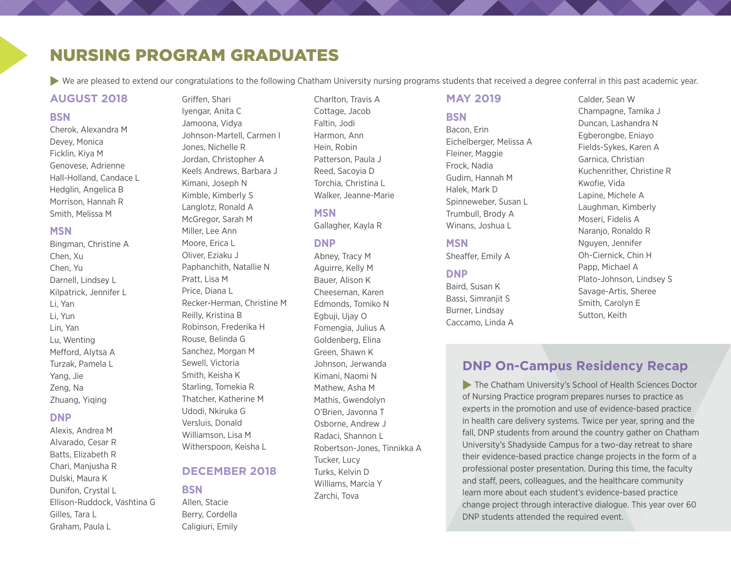# NURSING PROGRAM GRADUATES

We are pleased to extend our congratulations to the following Chatham University nursing programs students that received a degree conferral in this past academic year.

## AUGUST 2018

### BSN

Cherok, Alexandra M
Devey, Monica
Ficklin, Kiya M
Genovese, Adrienne
Hall-Holland, Candace L
Hedglin, Angelica B
Morrison, Hannah R
Smith, Melissa M

### MSN

Bingman, Christine A
Chen, Xu
Chen, Yu
Darnell, Lindsey L
Kilpatrick, Jennifer L
Li, Yan
Li, Yun
Lin, Yan
Lu, Wenting
Mefford, Alytsa A
Turzak, Pamela L
Yang, Jie
Zeng, Na
Zhuang, Yiqing

### DNP

Alexis, Andrea M
Alvarado, Cesar R
Batts, Elizabeth R
Chari, Manjusha R
Dulski, Maura K
Dunifon, Crystal L
Ellison-Ruddock, Vashtina G
Gilles, Tara L
Graham, Paula L
Griffen, Shari
Iyengar, Anita C
Jamoona, Vidya
Johnson-Martell, Carmen I
Jones, Nichelle R
Jordan, Christopher A
Keels Andrews, Barbara J
Kimani, Joseph N
Kimble, Kimberly S
Langlotz, Ronald A
McGregor, Sarah M
Miller, Lee Ann
Moore, Erica L
Oliver, Eziaku J
Paphanchith, Natallie N
Pratt, Lisa M
Price, Diana L
Recker-Herman, Christine M
Reilly, Kristina B
Robinson, Frederika H
Rouse, Belinda G
Sanchez, Morgan M
Sewell, Victoria
Smith, Keisha K
Starling, Tomekia R
Thatcher, Katherine M
Udodi, Nkiruka G
Versluis, Donald
Williamson, Lisa M
Witherspoon, Keisha L

## DECEMBER 2018

### BSN

Allen, Stacie
Berry, Cordella
Caligiuri, Emily
Charlton, Travis A
Cottage, Jacob
Faltin, Jodi
Harmon, Ann
Hein, Robin
Patterson, Paula J
Reed, Sacoyia D
Torchia, Christina L
Walker, Jeanne-Marie

### MSN

Gallagher, Kayla R

### DNP

Abney, Tracy M
Aguirre, Kelly M
Bauer, Alison K
Cheeseman, Karen
Edmonds, Tomiko N
Egbuji, Ujay O
Fomengia, Julius A
Goldenberg, Elina
Green, Shawn K
Johnson, Jerwanda
Kimani, Naomi N
Mathew, Asha M
Mathis, Gwendolyn
O'Brien, Javonna T
Osborne, Andrew J
Radaci, Shannon L
Robertson-Jones, Tinnikka A
Tucker, Lucy
Turks, Kelvin D
Williams, Marcia Y
Zarchi, Tova

## MAY 2019

### BSN

Bacon, Erin
Eichelberger, Melissa A
Fleiner, Maggie
Frock, Nadia
Gudim, Hannah M
Halek, Mark D
Spinneweber, Susan L
Trumbull, Brody A
Winans, Joshua L

### MSN

Sheaffer, Emily A

### DNP

Baird, Susan K
Bassi, Simranjit S
Burner, Lindsay
Caccamo, Linda A
Calder, Sean W
Champagne, Tamika J
Duncan, Lashandra N
Egberongbe, Eniayo
Fields-Sykes, Karen A
Garnica, Christian
Kuchenrither, Christine R
Kwofie, Vida
Lapine, Michele A
Laughman, Kimberly
Moseri, Fidelis A
Naranjo, Ronaldo R
Nguyen, Jennifer
Oh-Ciernick, Chin H
Papp, Michael A
Plato-Johnson, Lindsey S
Savage-Artis, Sheree
Smith, Carolyn E
Sutton, Keith

## DNP On-Campus Residency Recap

The Chatham University's School of Health Sciences Doctor of Nursing Practice program prepares nurses to practice as experts in the promotion and use of evidence-based practice in health care delivery systems. Twice per year, spring and the fall, DNP students from around the country gather on Chatham University's Shadyside Campus for a two-day retreat to share their evidence-based practice change projects in the form of a professional poster presentation. During this time, the faculty and staff, peers, colleagues, and the healthcare community learn more about each student's evidence-based practice change project through interactive dialogue. This year over 60 DNP students attended the required event.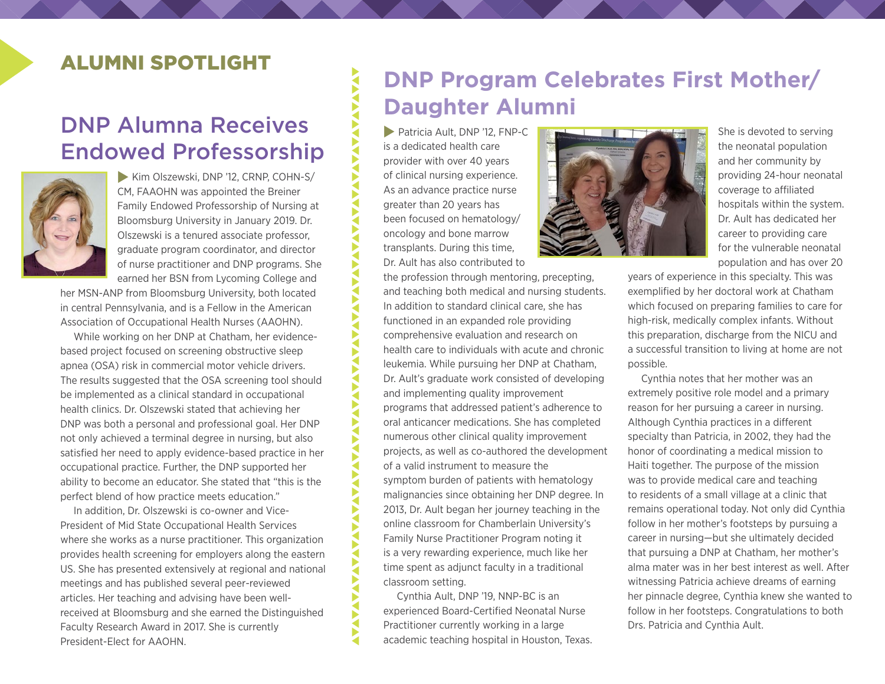## ALUMNI SPOTLIGHT

# DNP Alumna Receives Endowed Professorship

Kim Olszewski, DNP '12, CRNP, COHN-S/CM, FAAOHN was appointed the Breiner Family Endowed Professorship of Nursing at Bloomsburg University in January 2019. Dr. Olszewski is a tenured associate professor, graduate program coordinator, and director of nurse practitioner and DNP programs. She earned her BSN from Lycoming College and her MSN-ANP from Bloomsburg University, both located in central Pennsylvania, and is a Fellow in the American Association of Occupational Health Nurses (AAOHN).

While working on her DNP at Chatham, her evidence-based project focused on screening obstructive sleep apnea (OSA) risk in commercial motor vehicle drivers. The results suggested that the OSA screening tool should be implemented as a clinical standard in occupational health clinics. Dr. Olszewski stated that achieving her DNP was both a personal and professional goal. Her DNP not only achieved a terminal degree in nursing, but also satisfied her need to apply evidence-based practice in her occupational practice. Further, the DNP supported her ability to become an educator. She stated that "this is the perfect blend of how practice meets education."

In addition, Dr. Olszewski is co-owner and Vice-President of Mid State Occupational Health Services where she works as a nurse practitioner. This organization provides health screening for employers along the eastern US. She has presented extensively at regional and national meetings and has published several peer-reviewed articles. Her teaching and advising have been well-received at Bloomsburg and she earned the Distinguished Faculty Research Award in 2017. She is currently President-Elect for AAOHN.

# DNP Program Celebrates First Mother/Daughter Alumni

Patricia Ault, DNP '12, FNP-C is a dedicated health care provider with over 40 years of clinical nursing experience. As an advance practice nurse greater than 20 years has been focused on hematology/oncology and bone marrow transplants. During this time, Dr. Ault has also contributed to the profession through mentoring, precepting, and teaching both medical and nursing students. In addition to standard clinical care, she has functioned in an expanded role providing comprehensive evaluation and research on health care to individuals with acute and chronic leukemia. While pursuing her DNP at Chatham, Dr. Ault's graduate work consisted of developing and implementing quality improvement programs that addressed patient's adherence to oral anticancer medications. She has completed numerous other clinical quality improvement projects, as well as co-authored the development of a valid instrument to measure the symptom burden of patients with hematology malignancies since obtaining her DNP degree. In 2013, Dr. Ault began her journey teaching in the online classroom for Chamberlain University's Family Nurse Practitioner Program noting it is a very rewarding experience, much like her time spent as adjunct faculty in a traditional classroom setting.

Cynthia Ault, DNP '19, NNP-BC is an experienced Board-Certified Neonatal Nurse Practitioner currently working in a large academic teaching hospital in Houston, Texas. She is devoted to serving the neonatal population and her community by providing 24-hour neonatal coverage to affiliated hospitals within the system. Dr. Ault has dedicated her career to providing care for the vulnerable neonatal population and has over 20 years of experience in this specialty. This was exemplified by her doctoral work at Chatham which focused on preparing families to care for high-risk, medically complex infants. Without this preparation, discharge from the NICU and a successful transition to living at home are not possible.

Cynthia notes that her mother was an extremely positive role model and a primary reason for her pursuing a career in nursing. Although Cynthia practices in a different specialty than Patricia, in 2002, they had the honor of coordinating a medical mission to Haiti together. The purpose of the mission was to provide medical care and teaching to residents of a small village at a clinic that remains operational today. Not only did Cynthia follow in her mother's footsteps by pursuing a career in nursing—but she ultimately decided that pursuing a DNP at Chatham, her mother's alma mater was in her best interest as well. After witnessing Patricia achieve dreams of earning her pinnacle degree, Cynthia knew she wanted to follow in her footsteps. Congratulations to both Drs. Patricia and Cynthia Ault.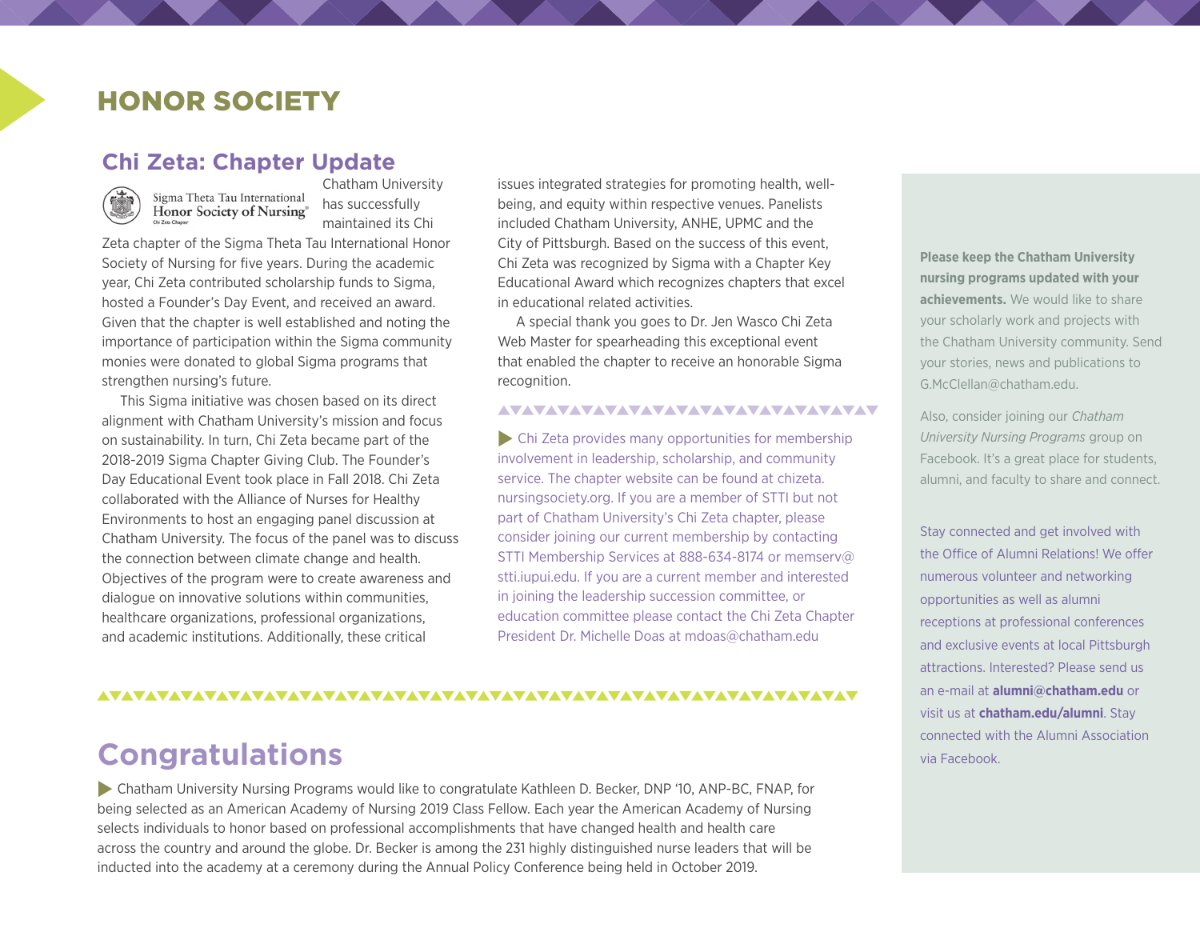# HONOR SOCIETY

## Chi Zeta: Chapter Update

Sigma Theta Tau International Honor Society of Nursing®
Chi Zeta Chapter

Chatham University has successfully maintained its Chi Zeta chapter of the Sigma Theta Tau International Honor Society of Nursing for five years. During the academic year, Chi Zeta contributed scholarship funds to Sigma, hosted a Founder's Day Event, and received an award. Given that the chapter is well established and noting the importance of participation within the Sigma community monies were donated to global Sigma programs that strengthen nursing's future.

This Sigma initiative was chosen based on its direct alignment with Chatham University's mission and focus on sustainability. In turn, Chi Zeta became part of the 2018-2019 Sigma Chapter Giving Club. The Founder's Day Educational Event took place in Fall 2018. Chi Zeta collaborated with the Alliance of Nurses for Healthy Environments to host an engaging panel discussion at Chatham University. The focus of the panel was to discuss the connection between climate change and health. Objectives of the program were to create awareness and dialogue on innovative solutions within communities, healthcare organizations, professional organizations, and academic institutions. Additionally, these critical issues integrated strategies for promoting health, well-being, and equity within respective venues. Panelists included Chatham University, ANHE, UPMC and the City of Pittsburgh. Based on the success of this event, Chi Zeta was recognized by Sigma with a Chapter Key Educational Award which recognizes chapters that excel in educational related activities.

A special thank you goes to Dr. Jen Wasco Chi Zeta Web Master for spearheading this exceptional event that enabled the chapter to receive an honorable Sigma recognition.

Chi Zeta provides many opportunities for membership involvement in leadership, scholarship, and community service. The chapter website can be found at chizeta.nursingsociety.org. If you are a member of STTI but not part of Chatham University's Chi Zeta chapter, please consider joining our current membership by contacting STTI Membership Services at 888-634-8174 or memserv@stti.iupui.edu. If you are a current member and interested in joining the leadership succession committee, or education committee please contact the Chi Zeta Chapter President Dr. Michelle Doas at mdoas@chatham.edu

# Congratulations

Chatham University Nursing Programs would like to congratulate Kathleen D. Becker, DNP '10, ANP-BC, FNAP, for being selected as an American Academy of Nursing 2019 Class Fellow. Each year the American Academy of Nursing selects individuals to honor based on professional accomplishments that have changed health and health care across the country and around the globe. Dr. Becker is among the 231 highly distinguished nurse leaders that will be inducted into the academy at a ceremony during the Annual Policy Conference being held in October 2019.

**Please keep the Chatham University nursing programs updated with your achievements.** We would like to share your scholarly work and projects with the Chatham University community. Send your stories, news and publications to G.McClellan@chatham.edu.

Also, consider joining our *Chatham University Nursing Programs* group on Facebook. It's a great place for students, alumni, and faculty to share and connect.

Stay connected and get involved with the Office of Alumni Relations! We offer numerous volunteer and networking opportunities as well as alumni receptions at professional conferences and exclusive events at local Pittsburgh attractions. Interested? Please send us an e-mail at **alumni@chatham.edu** or visit us at **chatham.edu/alumni**. Stay connected with the Alumni Association via Facebook.